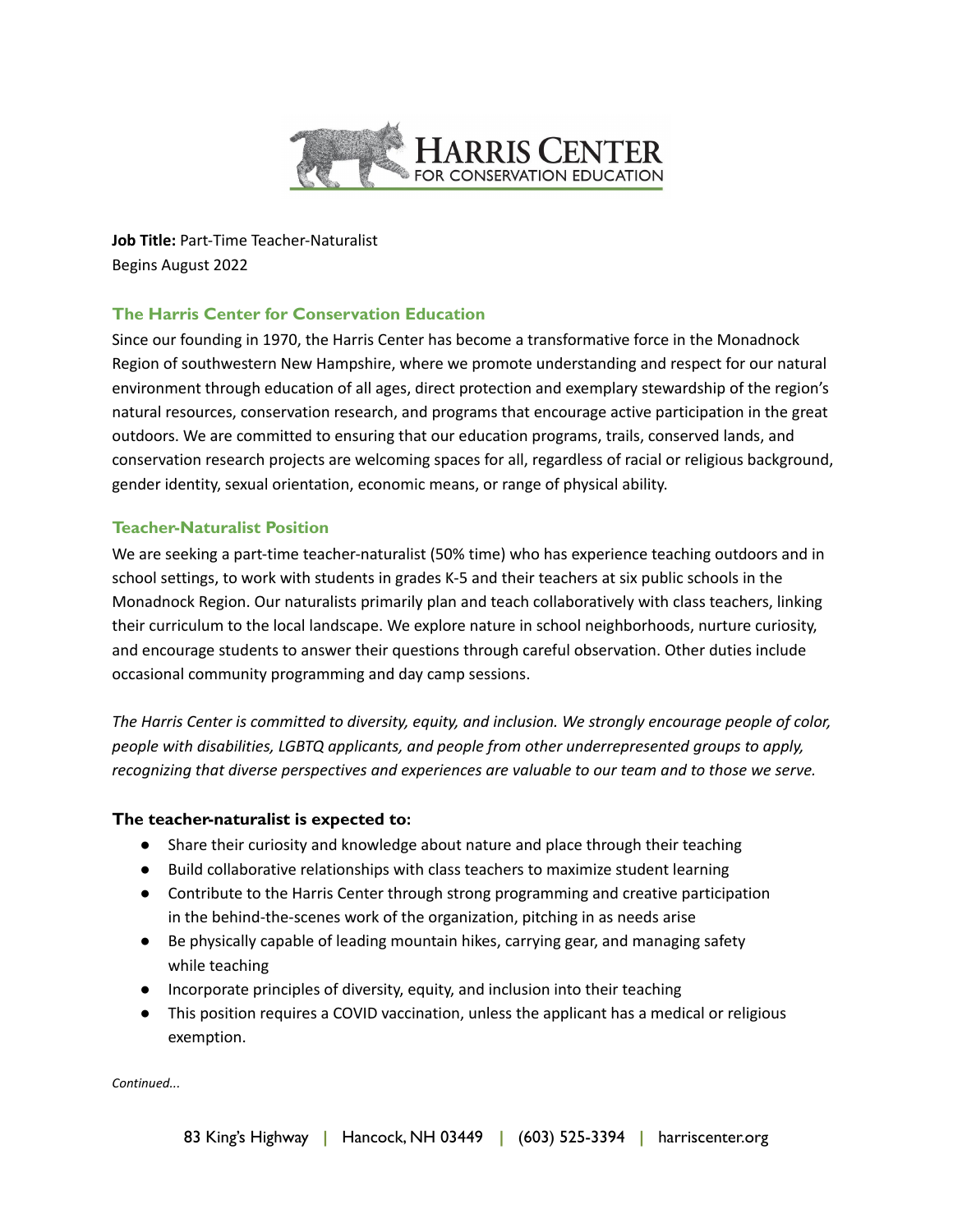**Job Title:** Part-Time Teacher-Naturalist
Begins August 2022

## The Harris Center for Conservation Education

Since our founding in 1970, the Harris Center has become a transformative force in the Monadnock Region of southwestern New Hampshire, where we promote understanding and respect for our natural environment through education of all ages, direct protection and exemplary stewardship of the region's natural resources, conservation research, and programs that encourage active participation in the great outdoors. We are committed to ensuring that our education programs, trails, conserved lands, and conservation research projects are welcoming spaces for all, regardless of racial or religious background, gender identity, sexual orientation, economic means, or range of physical ability.

## Teacher-Naturalist Position

We are seeking a part-time teacher-naturalist (50% time) who has experience teaching outdoors and in school settings, to work with students in grades K-5 and their teachers at six public schools in the Monadnock Region. Our naturalists primarily plan and teach collaboratively with class teachers, linking their curriculum to the local landscape. We explore nature in school neighborhoods, nurture curiosity, and encourage students to answer their questions through careful observation. Other duties include occasional community programming and day camp sessions.

*The Harris Center is committed to diversity, equity, and inclusion. We strongly encourage people of color, people with disabilities, LGBTQ applicants, and people from other underrepresented groups to apply, recognizing that diverse perspectives and experiences are valuable to our team and to those we serve.*

### The teacher-naturalist is expected to:

- Share their curiosity and knowledge about nature and place through their teaching
- Build collaborative relationships with class teachers to maximize student learning
- Contribute to the Harris Center through strong programming and creative participation in the behind-the-scenes work of the organization, pitching in as needs arise
- Be physically capable of leading mountain hikes, carrying gear, and managing safety while teaching
- Incorporate principles of diversity, equity, and inclusion into their teaching
- This position requires a COVID vaccination, unless the applicant has a medical or religious exemption.

*Continued...*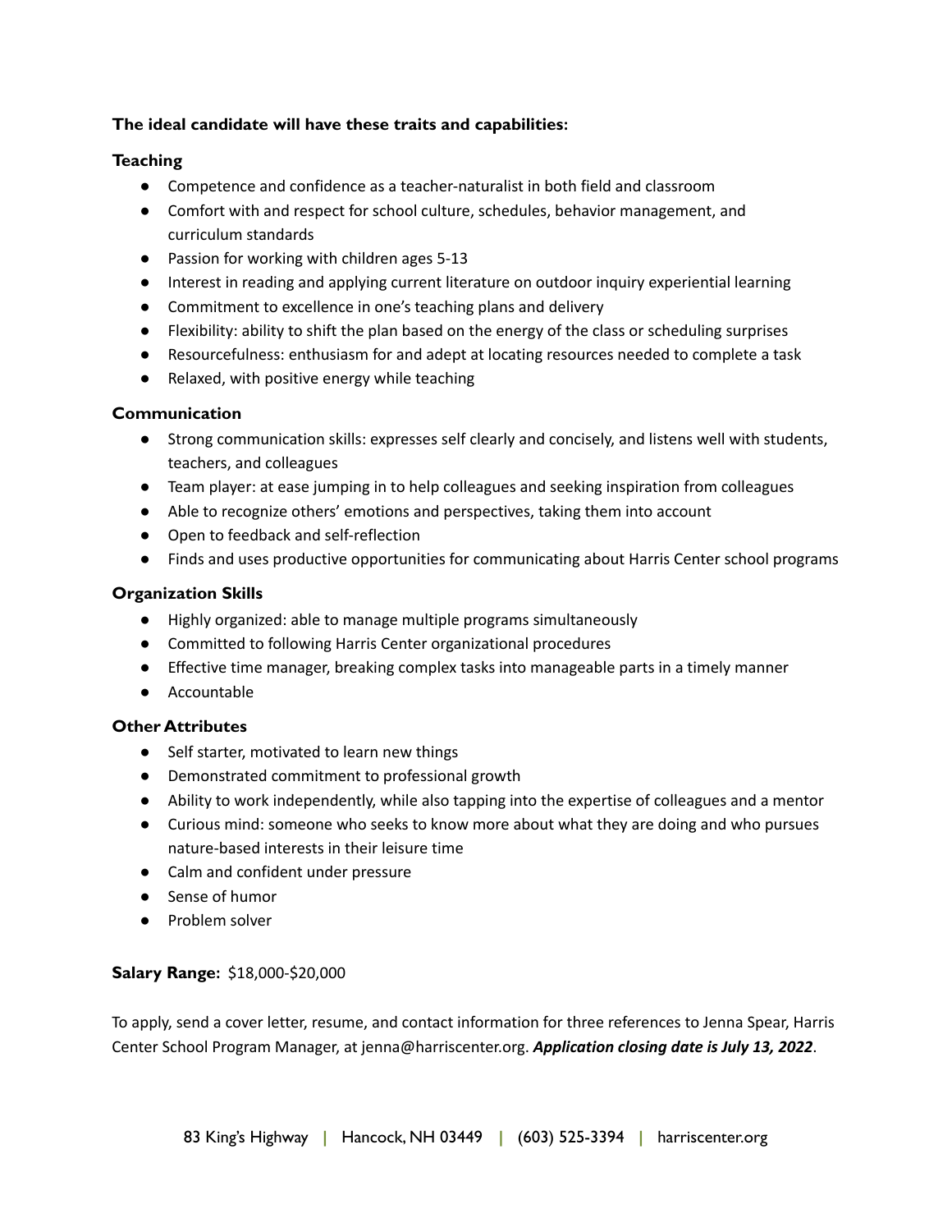**The ideal candidate will have these traits and capabilities:**

**Teaching**

- Competence and confidence as a teacher-naturalist in both field and classroom
- Comfort with and respect for school culture, schedules, behavior management, and curriculum standards
- Passion for working with children ages 5-13
- Interest in reading and applying current literature on outdoor inquiry experiential learning
- Commitment to excellence in one's teaching plans and delivery
- Flexibility: ability to shift the plan based on the energy of the class or scheduling surprises
- Resourcefulness: enthusiasm for and adept at locating resources needed to complete a task
- Relaxed, with positive energy while teaching

**Communication**

- Strong communication skills: expresses self clearly and concisely, and listens well with students, teachers, and colleagues
- Team player: at ease jumping in to help colleagues and seeking inspiration from colleagues
- Able to recognize others' emotions and perspectives, taking them into account
- Open to feedback and self-reflection
- Finds and uses productive opportunities for communicating about Harris Center school programs

**Organization Skills**

- Highly organized: able to manage multiple programs simultaneously
- Committed to following Harris Center organizational procedures
- Effective time manager, breaking complex tasks into manageable parts in a timely manner
- Accountable

**Other Attributes**

- Self starter, motivated to learn new things
- Demonstrated commitment to professional growth
- Ability to work independently, while also tapping into the expertise of colleagues and a mentor
- Curious mind: someone who seeks to know more about what they are doing and who pursues nature-based interests in their leisure time
- Calm and confident under pressure
- Sense of humor
- Problem solver

**Salary Range:** $18,000-$20,000

To apply, send a cover letter, resume, and contact information for three references to Jenna Spear, Harris Center School Program Manager, at jenna@harriscenter.org. ***Application closing date is July 13, 2022***.

83 King's Highway | Hancock, NH 03449 | (603) 525-3394 | harriscenter.org